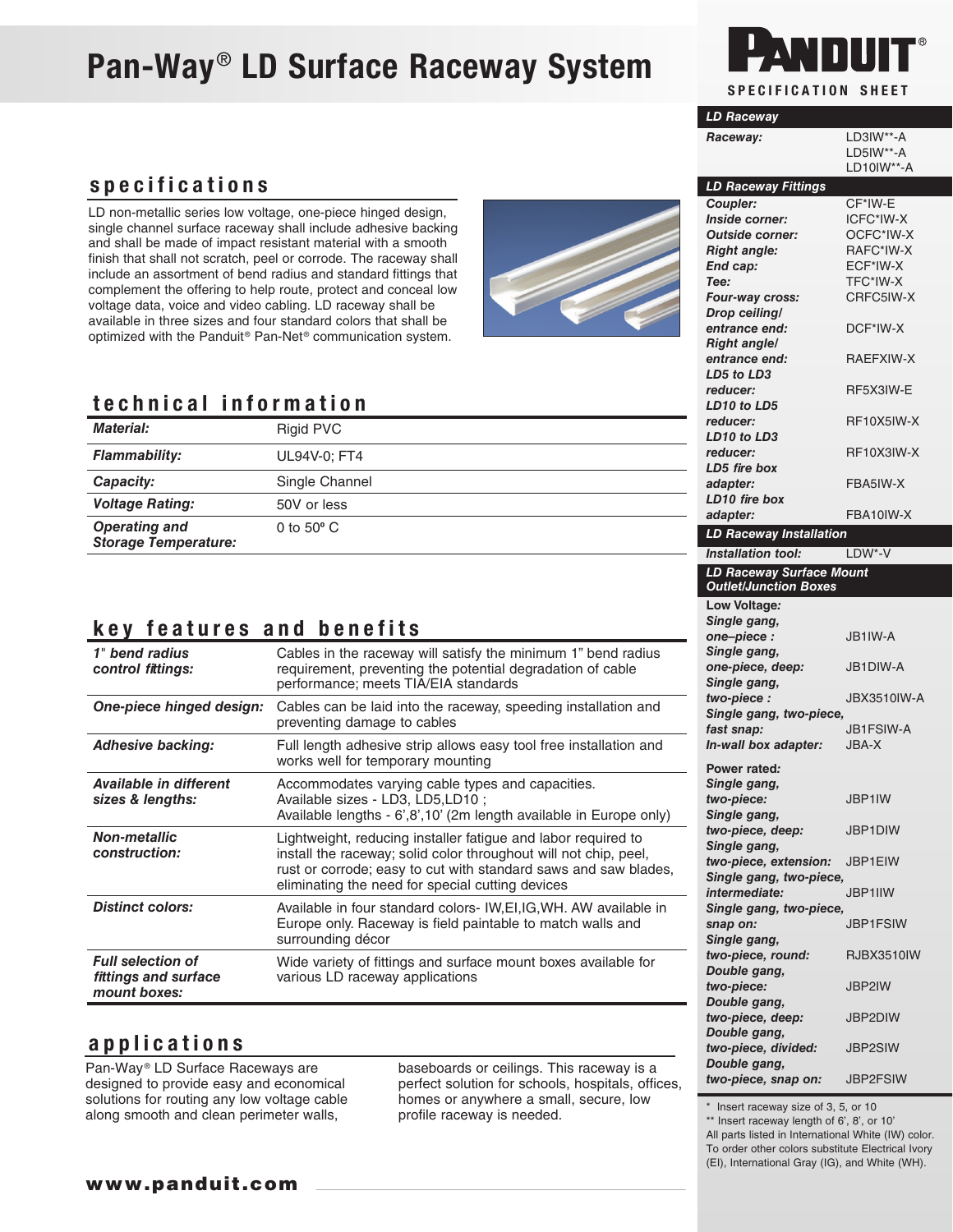# Pan-Way® LD Surface Raceway System

PANDUIT®

SPECIFICATION SHEET

## specifications

LD non-metallic series low voltage, one-piece hinged design, single channel surface raceway shall include adhesive backing and shall be made of impact resistant material with a smooth finish that shall not scratch, peel or corrode. The raceway shall include an assortment of bend radius and standard fittings that complement the offering to help route, protect and conceal low voltage data, voice and video cabling. LD raceway shall be available in three sizes and four standard colors that shall be optimized with the Panduit® Pan-Net® communication system.

## technical information

| | |
|---|---|
| ***Material:*** | Rigid PVC |
| ***Flammability:*** | UL94V-0; FT4 |
| ***Capacity:*** | Single Channel |
| ***Voltage Rating:*** | 50V or less |
| ***Operating and Storage Temperature:*** | 0 to 50º C |

## key features and benefits

| | |
|---|---|
| ***1" bend radius control fittings:*** | Cables in the raceway will satisfy the minimum 1" bend radius requirement, preventing the potential degradation of cable performance; meets TIA/EIA standards |
| ***One-piece hinged design:*** | Cables can be laid into the raceway, speeding installation and preventing damage to cables |
| ***Adhesive backing:*** | Full length adhesive strip allows easy tool free installation and works well for temporary mounting |
| ***Available in different sizes & lengths:*** | Accommodates varying cable types and capacities. Available sizes - LD3, LD5,LD10 ; Available lengths - 6',8',10' (2m length available in Europe only) |
| ***Non-metallic construction:*** | Lightweight, reducing installer fatigue and labor required to install the raceway; solid color throughout will not chip, peel, rust or corrode; easy to cut with standard saws and saw blades, eliminating the need for special cutting devices |
| ***Distinct colors:*** | Available in four standard colors- IW,EI,IG,WH. AW available in Europe only. Raceway is field paintable to match walls and surrounding décor |
| ***Full selection of fittings and surface mount boxes:*** | Wide variety of fittings and surface mount boxes available for various LD raceway applications |

## applications

Pan-Way® LD Surface Raceways are designed to provide easy and economical solutions for routing any low voltage cable along smooth and clean perimeter walls, baseboards or ceilings. This raceway is a perfect solution for schools, hospitals, offices, homes or anywhere a small, secure, low profile raceway is needed.

**www.panduit.com**

| **LD Raceway** | |
|---|---|
| ***Raceway:*** | LD3IW**-A<br>LD5IW**-A<br>LD10IW**-A |
| **LD Raceway Fittings** | |
| ***Coupler:*** | CF*IW-E |
| ***Inside corner:*** | ICFC*IW-X |
| ***Outside corner:*** | OCFC*IW-X |
| ***Right angle:*** | RAFC*IW-X |
| ***End cap:*** | ECF*IW-X |
| ***Tee:*** | TFC*IW-X |
| ***Four-way cross:*** | CRFC5IW-X |
| ***Drop ceiling/ entrance end:*** | DCF*IW-X |
| ***Right angle/ entrance end:*** | RAEFXIW-X |
| ***LD5 to LD3 reducer:*** | RF5X3IW-E |
| ***LD10 to LD5 reducer:*** | RF10X5IW-X |
| ***LD10 to LD3 reducer:*** | RF10X3IW-X |
| ***LD5 fire box adapter:*** | FBA5IW-X |
| ***LD10 fire box adapter:*** | FBA10IW-X |
| **LD Raceway Installation** | |
| ***Installation tool:*** | LDW*-V |
| **LD Raceway Surface Mount Outlet/Junction Boxes** | |
| **Low Voltage:** | |
| ***Single gang, one–piece :*** | JB1IW-A |
| ***Single gang, one-piece, deep:*** | JB1DIW-A |
| ***Single gang, two-piece :*** | JBX3510IW-A |
| ***Single gang, two-piece, fast snap:*** | JB1FSIW-A |
| ***In-wall box adapter:*** | JBA-X |
| **Power rated:** | |
| ***Single gang, two-piece:*** | JBP1IW |
| ***Single gang, two-piece, deep:*** | JBP1DIW |
| ***Single gang, two-piece, extension:*** | JBP1EIW |
| ***Single gang, two-piece, intermediate:*** | JBP1IIW |
| ***Single gang, two-piece, snap on:*** | JBP1FSIW |
| ***Single gang, two-piece, round:*** | RJBX3510IW |
| ***Double gang, two-piece:*** | JBP2IW |
| ***Double gang, two-piece, deep:*** | JBP2DIW |
| ***Double gang, two-piece, divided:*** | JBP2SIW |
| ***Double gang, two-piece, snap on:*** | JBP2FSIW |

\* Insert raceway size of 3, 5, or 10
** Insert raceway length of 6', 8', or 10'
All parts listed in International White (IW) color. To order other colors substitute Electrical Ivory (EI), International Gray (IG), and White (WH).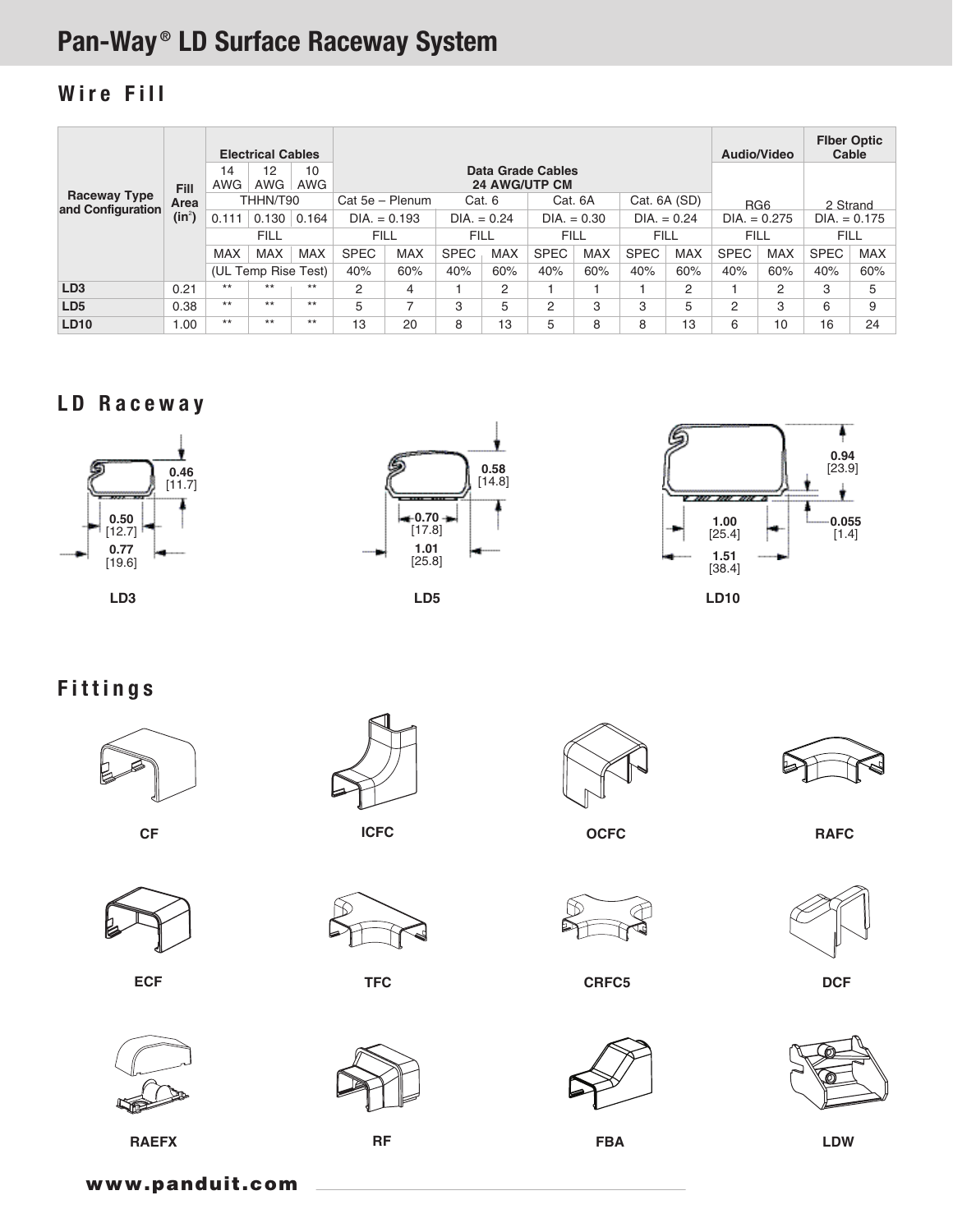# Pan-Way® LD Surface Raceway System

## Wire Fill

| Raceway Type and Configuration | Fill Area (in²) | Electrical Cables | | | Data Grade Cables 24 AWG/UTP CM | | | | | | | | Audio/Video | | Fiber Optic Cable | |
|---|---|---|---|---|---|---|---|---|---|---|---|---|---|---|---|---|
| | | 14 AWG | 12 AWG | 10 AWG | | | | | | | | | | | | |
| | | THHN/T90 | | | Cat 5e – Plenum | | Cat. 6 | | Cat. 6A | | Cat. 6A (SD) | | RG6 | | 2 Strand | |
| | | 0.111 | 0.130 | 0.164 | DIA. = 0.193 | | DIA. = 0.24 | | DIA. = 0.30 | | DIA. = 0.24 | | DIA. = 0.275 | | DIA. = 0.175 | |
| | | FILL | | | FILL | | FILL | | FILL | | FILL | | FILL | | FILL | |
| | | MAX | MAX | MAX | SPEC | MAX | SPEC | MAX | SPEC | MAX | SPEC | MAX | SPEC | MAX | SPEC | MAX |
| | | (UL Temp Rise Test) | | | 40% | 60% | 40% | 60% | 40% | 60% | 40% | 60% | 40% | 60% | 40% | 60% |
| **LD3** | 0.21 | ** | ** | ** | 2 | 4 | 1 | 2 | 1 | 1 | 1 | 2 | 1 | 2 | 3 | 5 |
| **LD5** | 0.38 | ** | ** | ** | 5 | 7 | 3 | 5 | 2 | 3 | 3 | 5 | 2 | 3 | 6 | 9 |
| **LD10** | 1.00 | ** | ** | ** | 13 | 20 | 8 | 13 | 5 | 8 | 8 | 13 | 6 | 10 | 16 | 24 |

## LD Raceway

**LD3**: 0.46 [11.7]; 0.50 [12.7]; 0.77 [19.6]

**LD5**: 0.58 [14.8]; 0.70 [17.8]; 1.01 [25.8]

**LD10**: 0.94 [23.9]; 1.00 [25.4]; 0.055 [1.4]; 1.51 [38.4]

## Fittings

CF, ICFC, OCFC, RAFC

ECF, TFC, CRFC5, DCF

RAEFX, RF, FBA, LDW

www.panduit.com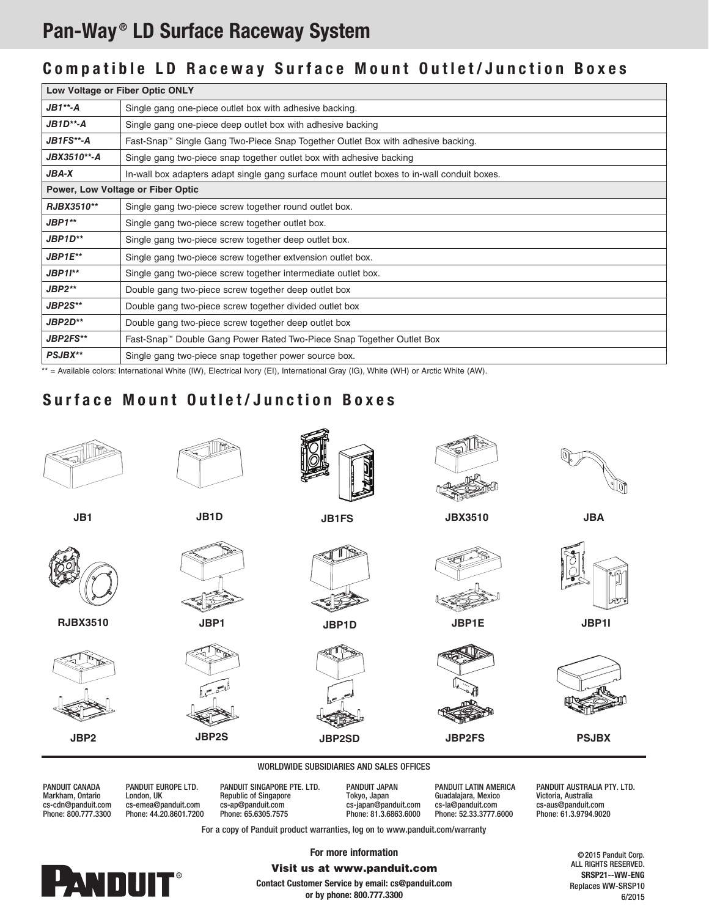# Pan-Way® LD Surface Raceway System

## Compatible LD Raceway Surface Mount Outlet/Junction Boxes

| | |
|---|---|
| **Low Voltage or Fiber Optic ONLY** | |
| ***JB1**-A*** | Single gang one-piece outlet box with adhesive backing. |
| ***JB1D**-A*** | Single gang one-piece deep outlet box with adhesive backing |
| ***JB1FS**-A*** | Fast-Snap™ Single Gang Two-Piece Snap Together Outlet Box with adhesive backing. |
| ***JBX3510**-A*** | Single gang two-piece snap together outlet box with adhesive backing |
| ***JBA-X*** | In-wall box adapters adapt single gang surface mount outlet boxes to in-wall conduit boxes. |
| **Power, Low Voltage or Fiber Optic** | |
| ***RJBX3510**** | Single gang two-piece screw together round outlet box. |
| ***JBP1**** | Single gang two-piece screw together outlet box. |
| ***JBP1D**** | Single gang two-piece screw together deep outlet box. |
| ***JBP1E**** | Single gang two-piece screw together extvension outlet box. |
| ***JBP1I**** | Single gang two-piece screw together intermediate outlet box. |
| ***JBP2**** | Double gang two-piece screw together deep outlet box |
| ***JBP2S**** | Double gang two-piece screw together divided outlet box |
| ***JBP2D**** | Double gang two-piece screw together deep outlet box |
| ***JBP2FS**** | Fast-Snap™ Double Gang Power Rated Two-Piece Snap Together Outlet Box |
| ***PSJBX**** | Single gang two-piece snap together power source box. |

** = Available colors: International White (IW), Electrical Ivory (EI), International Gray (IG), White (WH) or Arctic White (AW).

## Surface Mount Outlet/Junction Boxes

JB1

JB1D

JB1FS

JBX3510

JBA

RJBX3510

JBP1

JBP1D

JBP1E

JBP1I

JBP2

JBP2S

JBP2SD

JBP2FS

PSJBX

WORLDWIDE SUBSIDIARIES AND SALES OFFICES

PANDUIT CANADA
Markham, Ontario
cs-cdn@panduit.com
Phone: 800.777.3300

PANDUIT EUROPE LTD.
London, UK
cs-emea@panduit.com
Phone: 44.20.8601.7200

PANDUIT SINGAPORE PTE. LTD.
Republic of Singapore
cs-ap@panduit.com
Phone: 65.6305.7575

PANDUIT JAPAN
Tokyo, Japan
cs-japan@panduit.com
Phone: 81.3.6863.6000

PANDUIT LATIN AMERICA
Guadalajara, Mexico
cs-la@panduit.com
Phone: 52.33.3777.6000

PANDUIT AUSTRALIA PTY. LTD.
Victoria, Australia
cs-aus@panduit.com
Phone: 61.3.9794.9020

For a copy of Panduit product warranties, log on to www.panduit.com/warranty

PANDUIT®

**For more information**

**Visit us at www.panduit.com**

**Contact Customer Service by email: cs@panduit.com or by phone: 800.777.3300**

©2015 Panduit Corp.
ALL RIGHTS RESERVED.
**SRSP21--WW-ENG**
Replaces WW-SRSP10
6/2015